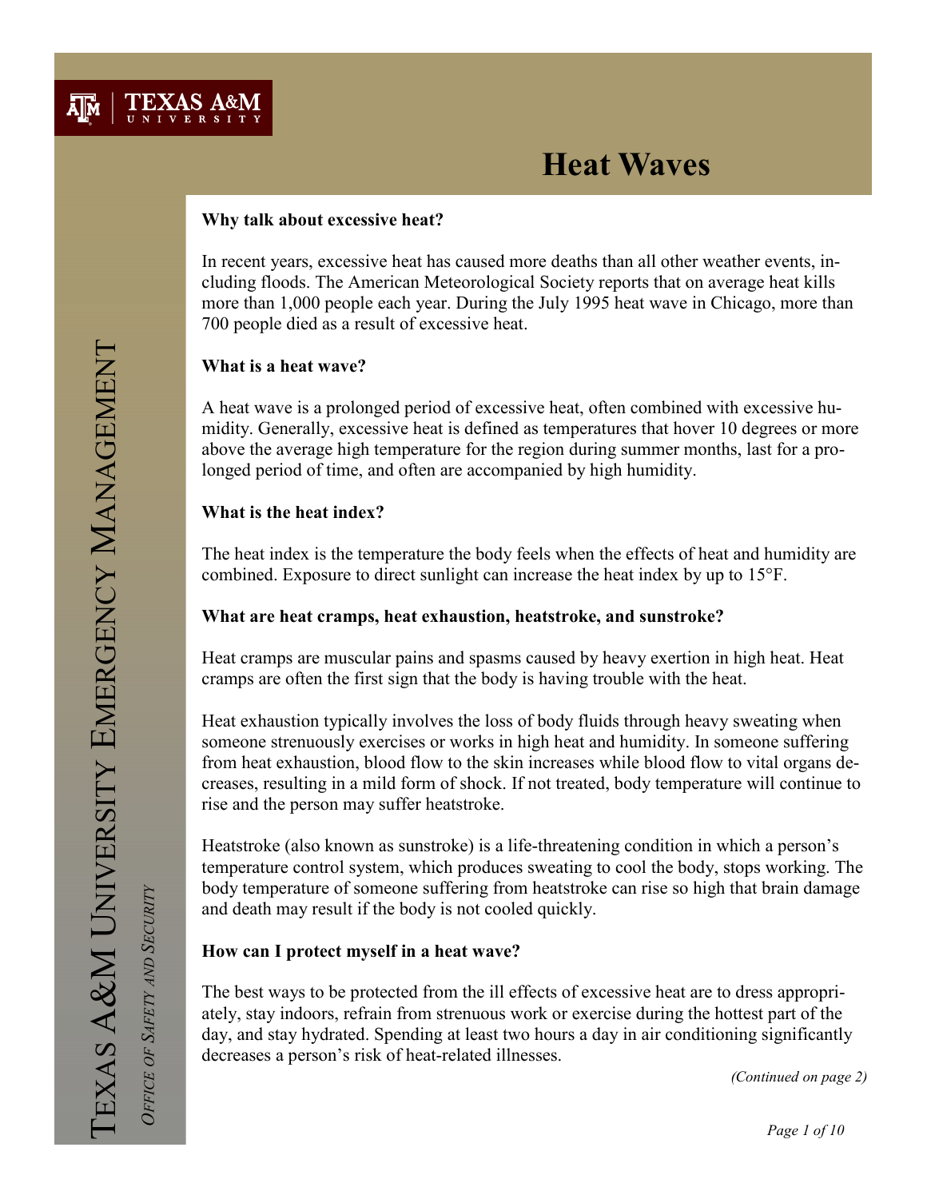Texas A&M University

# Heat Waves

Texas A&M University Emergency Management

*Office of Safety and Security*

**Why talk about excessive heat?**

In recent years, excessive heat has caused more deaths than all other weather events, including floods. The American Meteorological Society reports that on average heat kills more than 1,000 people each year. During the July 1995 heat wave in Chicago, more than 700 people died as a result of excessive heat.

**What is a heat wave?**

A heat wave is a prolonged period of excessive heat, often combined with excessive humidity. Generally, excessive heat is defined as temperatures that hover 10 degrees or more above the average high temperature for the region during summer months, last for a prolonged period of time, and often are accompanied by high humidity.

**What is the heat index?**

The heat index is the temperature the body feels when the effects of heat and humidity are combined. Exposure to direct sunlight can increase the heat index by up to 15°F.

**What are heat cramps, heat exhaustion, heatstroke, and sunstroke?**

Heat cramps are muscular pains and spasms caused by heavy exertion in high heat. Heat cramps are often the first sign that the body is having trouble with the heat.

Heat exhaustion typically involves the loss of body fluids through heavy sweating when someone strenuously exercises or works in high heat and humidity. In someone suffering from heat exhaustion, blood flow to the skin increases while blood flow to vital organs decreases, resulting in a mild form of shock. If not treated, body temperature will continue to rise and the person may suffer heatstroke.

Heatstroke (also known as sunstroke) is a life-threatening condition in which a person's temperature control system, which produces sweating to cool the body, stops working. The body temperature of someone suffering from heatstroke can rise so high that brain damage and death may result if the body is not cooled quickly.

**How can I protect myself in a heat wave?**

The best ways to be protected from the ill effects of excessive heat are to dress appropriately, stay indoors, refrain from strenuous work or exercise during the hottest part of the day, and stay hydrated. Spending at least two hours a day in air conditioning significantly decreases a person's risk of heat-related illnesses.

*(Continued on page 2)*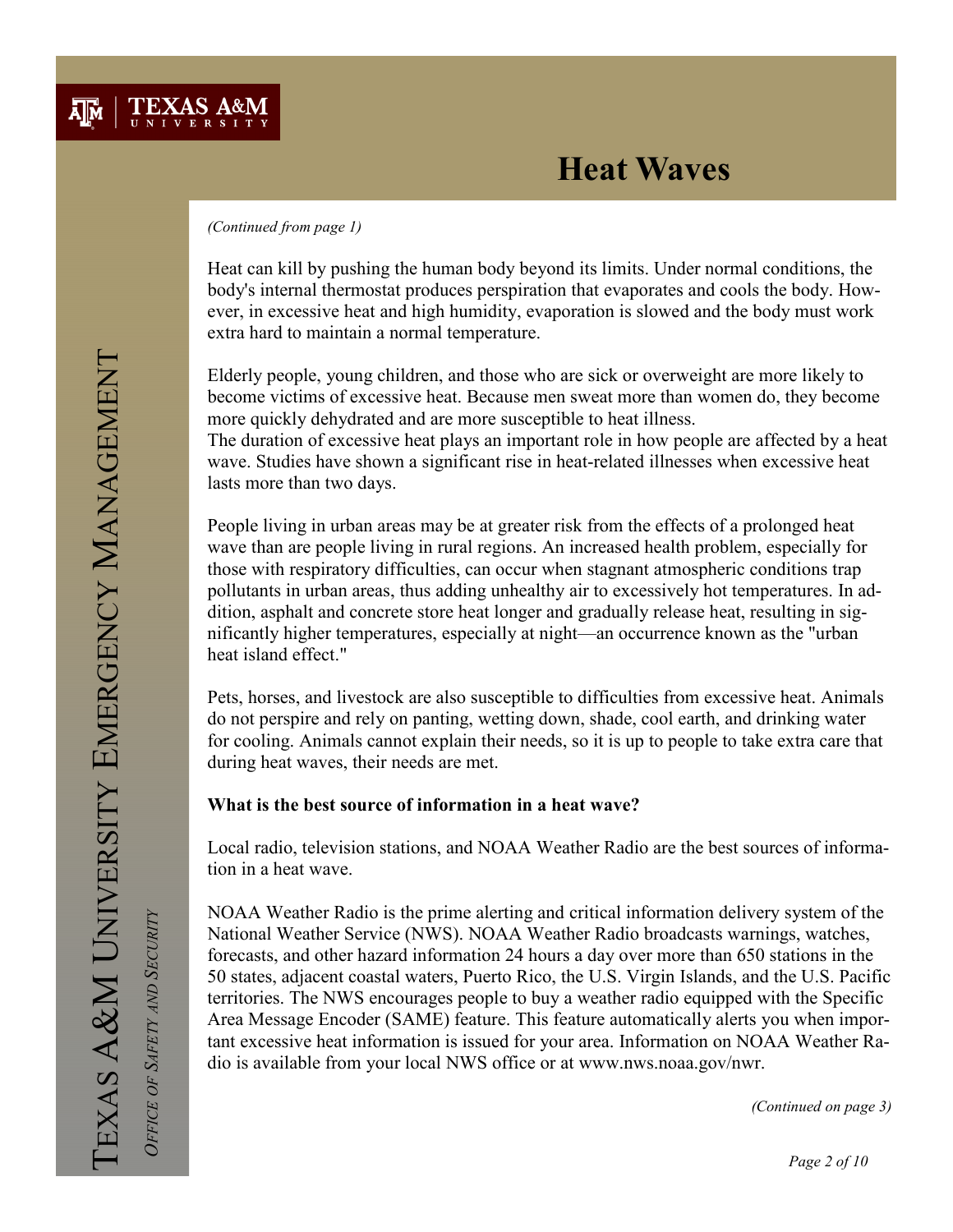# Heat Waves

*(Continued from page 1)*

Heat can kill by pushing the human body beyond its limits. Under normal conditions, the body's internal thermostat produces perspiration that evaporates and cools the body. However, in excessive heat and high humidity, evaporation is slowed and the body must work extra hard to maintain a normal temperature.

Elderly people, young children, and those who are sick or overweight are more likely to become victims of excessive heat. Because men sweat more than women do, they become more quickly dehydrated and are more susceptible to heat illness.
The duration of excessive heat plays an important role in how people are affected by a heat wave. Studies have shown a significant rise in heat-related illnesses when excessive heat lasts more than two days.

People living in urban areas may be at greater risk from the effects of a prolonged heat wave than are people living in rural regions. An increased health problem, especially for those with respiratory difficulties, can occur when stagnant atmospheric conditions trap pollutants in urban areas, thus adding unhealthy air to excessively hot temperatures. In addition, asphalt and concrete store heat longer and gradually release heat, resulting in significantly higher temperatures, especially at night—an occurrence known as the "urban heat island effect."

Pets, horses, and livestock are also susceptible to difficulties from excessive heat. Animals do not perspire and rely on panting, wetting down, shade, cool earth, and drinking water for cooling. Animals cannot explain their needs, so it is up to people to take extra care that during heat waves, their needs are met.

**What is the best source of information in a heat wave?**

Local radio, television stations, and NOAA Weather Radio are the best sources of information in a heat wave.

NOAA Weather Radio is the prime alerting and critical information delivery system of the National Weather Service (NWS). NOAA Weather Radio broadcasts warnings, watches, forecasts, and other hazard information 24 hours a day over more than 650 stations in the 50 states, adjacent coastal waters, Puerto Rico, the U.S. Virgin Islands, and the U.S. Pacific territories. The NWS encourages people to buy a weather radio equipped with the Specific Area Message Encoder (SAME) feature. This feature automatically alerts you when important excessive heat information is issued for your area. Information on NOAA Weather Radio is available from your local NWS office or at www.nws.noaa.gov/nwr.

*(Continued on page 3)*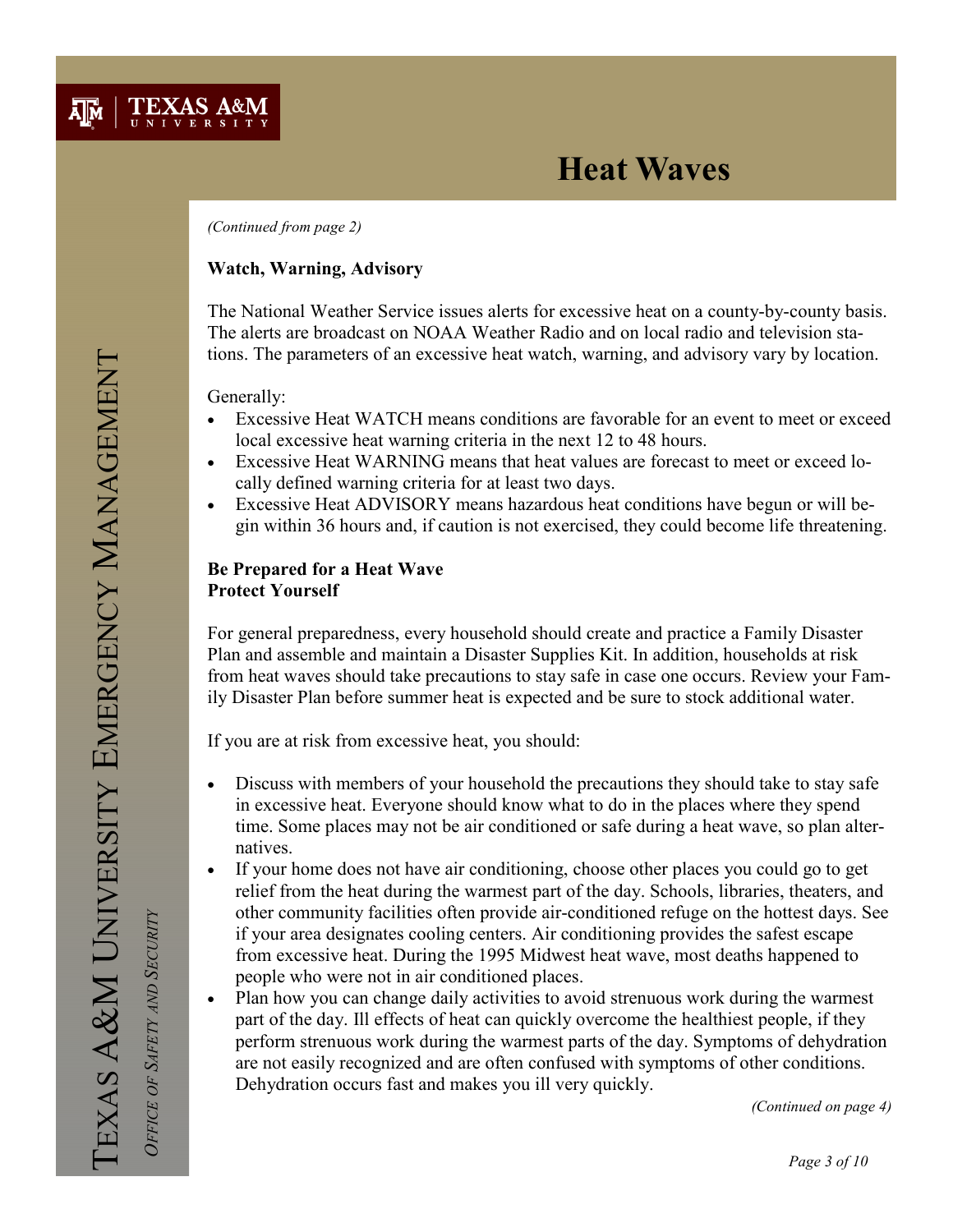# Heat Waves

*(Continued from page 2)*

**Watch, Warning, Advisory**

The National Weather Service issues alerts for excessive heat on a county-by-county basis. The alerts are broadcast on NOAA Weather Radio and on local radio and television stations. The parameters of an excessive heat watch, warning, and advisory vary by location.

Generally:

- Excessive Heat WATCH means conditions are favorable for an event to meet or exceed local excessive heat warning criteria in the next 12 to 48 hours.
- Excessive Heat WARNING means that heat values are forecast to meet or exceed locally defined warning criteria for at least two days.
- Excessive Heat ADVISORY means hazardous heat conditions have begun or will begin within 36 hours and, if caution is not exercised, they could become life threatening.

**Be Prepared for a Heat Wave**
**Protect Yourself**

For general preparedness, every household should create and practice a Family Disaster Plan and assemble and maintain a Disaster Supplies Kit. In addition, households at risk from heat waves should take precautions to stay safe in case one occurs. Review your Family Disaster Plan before summer heat is expected and be sure to stock additional water.

If you are at risk from excessive heat, you should:

- Discuss with members of your household the precautions they should take to stay safe in excessive heat. Everyone should know what to do in the places where they spend time. Some places may not be air conditioned or safe during a heat wave, so plan alternatives.
- If your home does not have air conditioning, choose other places you could go to get relief from the heat during the warmest part of the day. Schools, libraries, theaters, and other community facilities often provide air-conditioned refuge on the hottest days. See if your area designates cooling centers. Air conditioning provides the safest escape from excessive heat. During the 1995 Midwest heat wave, most deaths happened to people who were not in air conditioned places.
- Plan how you can change daily activities to avoid strenuous work during the warmest part of the day. Ill effects of heat can quickly overcome the healthiest people, if they perform strenuous work during the warmest parts of the day. Symptoms of dehydration are not easily recognized and are often confused with symptoms of other conditions. Dehydration occurs fast and makes you ill very quickly.

*(Continued on page 4)*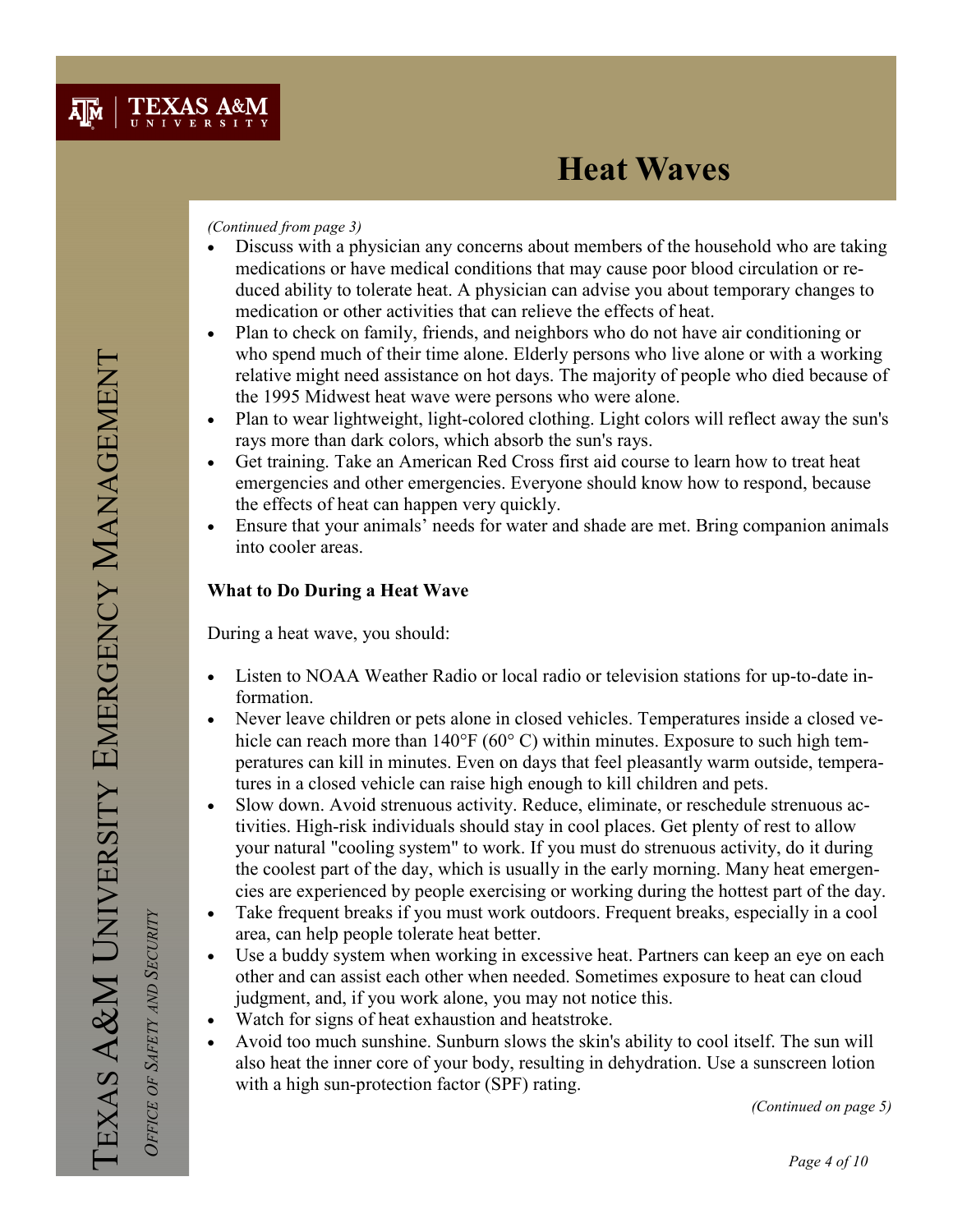# Heat Waves

*(Continued from page 3)*

- Discuss with a physician any concerns about members of the household who are taking medications or have medical conditions that may cause poor blood circulation or reduced ability to tolerate heat. A physician can advise you about temporary changes to medication or other activities that can relieve the effects of heat.
- Plan to check on family, friends, and neighbors who do not have air conditioning or who spend much of their time alone. Elderly persons who live alone or with a working relative might need assistance on hot days. The majority of people who died because of the 1995 Midwest heat wave were persons who were alone.
- Plan to wear lightweight, light-colored clothing. Light colors will reflect away the sun's rays more than dark colors, which absorb the sun's rays.
- Get training. Take an American Red Cross first aid course to learn how to treat heat emergencies and other emergencies. Everyone should know how to respond, because the effects of heat can happen very quickly.
- Ensure that your animals' needs for water and shade are met. Bring companion animals into cooler areas.

**What to Do During a Heat Wave**

During a heat wave, you should:

- Listen to NOAA Weather Radio or local radio or television stations for up-to-date information.
- Never leave children or pets alone in closed vehicles. Temperatures inside a closed vehicle can reach more than 140°F (60° C) within minutes. Exposure to such high temperatures can kill in minutes. Even on days that feel pleasantly warm outside, temperatures in a closed vehicle can raise high enough to kill children and pets.
- Slow down. Avoid strenuous activity. Reduce, eliminate, or reschedule strenuous activities. High-risk individuals should stay in cool places. Get plenty of rest to allow your natural "cooling system" to work. If you must do strenuous activity, do it during the coolest part of the day, which is usually in the early morning. Many heat emergencies are experienced by people exercising or working during the hottest part of the day.
- Take frequent breaks if you must work outdoors. Frequent breaks, especially in a cool area, can help people tolerate heat better.
- Use a buddy system when working in excessive heat. Partners can keep an eye on each other and can assist each other when needed. Sometimes exposure to heat can cloud judgment, and, if you work alone, you may not notice this.
- Watch for signs of heat exhaustion and heatstroke.
- Avoid too much sunshine. Sunburn slows the skin's ability to cool itself. The sun will also heat the inner core of your body, resulting in dehydration. Use a sunscreen lotion with a high sun-protection factor (SPF) rating.

*(Continued on page 5)*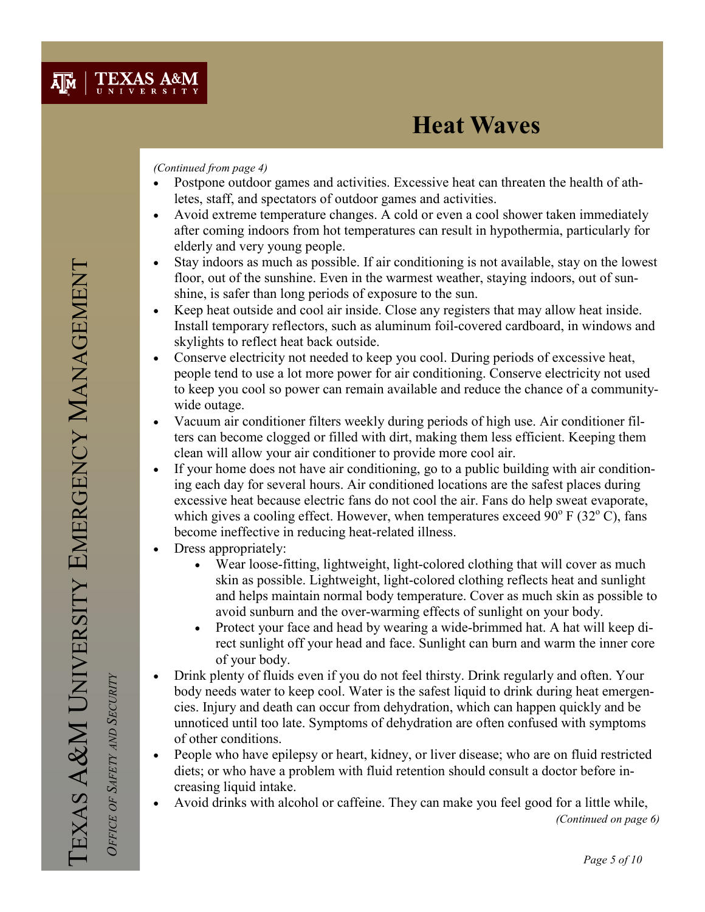# Heat Waves

*(Continued from page 4)*

- Postpone outdoor games and activities. Excessive heat can threaten the health of athletes, staff, and spectators of outdoor games and activities.
- Avoid extreme temperature changes. A cold or even a cool shower taken immediately after coming indoors from hot temperatures can result in hypothermia, particularly for elderly and very young people.
- Stay indoors as much as possible. If air conditioning is not available, stay on the lowest floor, out of the sunshine. Even in the warmest weather, staying indoors, out of sunshine, is safer than long periods of exposure to the sun.
- Keep heat outside and cool air inside. Close any registers that may allow heat inside. Install temporary reflectors, such as aluminum foil-covered cardboard, in windows and skylights to reflect heat back outside.
- Conserve electricity not needed to keep you cool. During periods of excessive heat, people tend to use a lot more power for air conditioning. Conserve electricity not used to keep you cool so power can remain available and reduce the chance of a community-wide outage.
- Vacuum air conditioner filters weekly during periods of high use. Air conditioner filters can become clogged or filled with dirt, making them less efficient. Keeping them clean will allow your air conditioner to provide more cool air.
- If your home does not have air conditioning, go to a public building with air conditioning each day for several hours. Air conditioned locations are the safest places during excessive heat because electric fans do not cool the air. Fans do help sweat evaporate, which gives a cooling effect. However, when temperatures exceed 90° F (32° C), fans become ineffective in reducing heat-related illness.
- Dress appropriately:
    - Wear loose-fitting, lightweight, light-colored clothing that will cover as much skin as possible. Lightweight, light-colored clothing reflects heat and sunlight and helps maintain normal body temperature. Cover as much skin as possible to avoid sunburn and the over-warming effects of sunlight on your body.
    - Protect your face and head by wearing a wide-brimmed hat. A hat will keep direct sunlight off your head and face. Sunlight can burn and warm the inner core of your body.
- Drink plenty of fluids even if you do not feel thirsty. Drink regularly and often. Your body needs water to keep cool. Water is the safest liquid to drink during heat emergencies. Injury and death can occur from dehydration, which can happen quickly and be unnoticed until too late. Symptoms of dehydration are often confused with symptoms of other conditions.
- People who have epilepsy or heart, kidney, or liver disease; who are on fluid restricted diets; or who have a problem with fluid retention should consult a doctor before increasing liquid intake.
- Avoid drinks with alcohol or caffeine. They can make you feel good for a little while,

*(Continued on page 6)*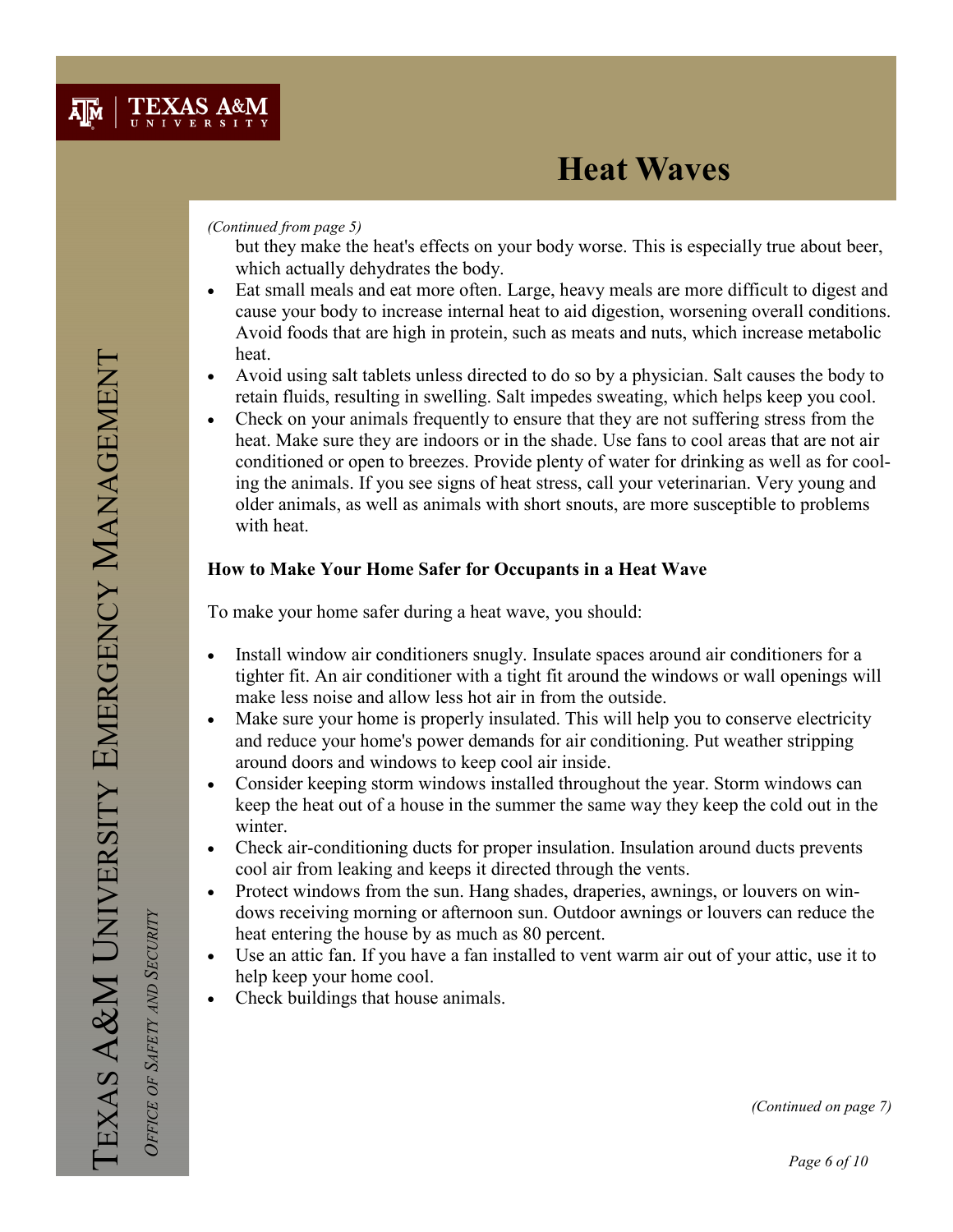*(Continued from page 5)*

but they make the heat's effects on your body worse. This is especially true about beer, which actually dehydrates the body.

- Eat small meals and eat more often. Large, heavy meals are more difficult to digest and cause your body to increase internal heat to aid digestion, worsening overall conditions. Avoid foods that are high in protein, such as meats and nuts, which increase metabolic heat.
- Avoid using salt tablets unless directed to do so by a physician. Salt causes the body to retain fluids, resulting in swelling. Salt impedes sweating, which helps keep you cool.
- Check on your animals frequently to ensure that they are not suffering stress from the heat. Make sure they are indoors or in the shade. Use fans to cool areas that are not air conditioned or open to breezes. Provide plenty of water for drinking as well as for cooling the animals. If you see signs of heat stress, call your veterinarian. Very young and older animals, as well as animals with short snouts, are more susceptible to problems with heat.

**How to Make Your Home Safer for Occupants in a Heat Wave**

To make your home safer during a heat wave, you should:

- Install window air conditioners snugly. Insulate spaces around air conditioners for a tighter fit. An air conditioner with a tight fit around the windows or wall openings will make less noise and allow less hot air in from the outside.
- Make sure your home is properly insulated. This will help you to conserve electricity and reduce your home's power demands for air conditioning. Put weather stripping around doors and windows to keep cool air inside.
- Consider keeping storm windows installed throughout the year. Storm windows can keep the heat out of a house in the summer the same way they keep the cold out in the winter.
- Check air-conditioning ducts for proper insulation. Insulation around ducts prevents cool air from leaking and keeps it directed through the vents.
- Protect windows from the sun. Hang shades, draperies, awnings, or louvers on windows receiving morning or afternoon sun. Outdoor awnings or louvers can reduce the heat entering the house by as much as 80 percent.
- Use an attic fan. If you have a fan installed to vent warm air out of your attic, use it to help keep your home cool.
- Check buildings that house animals.

*(Continued on page 7)*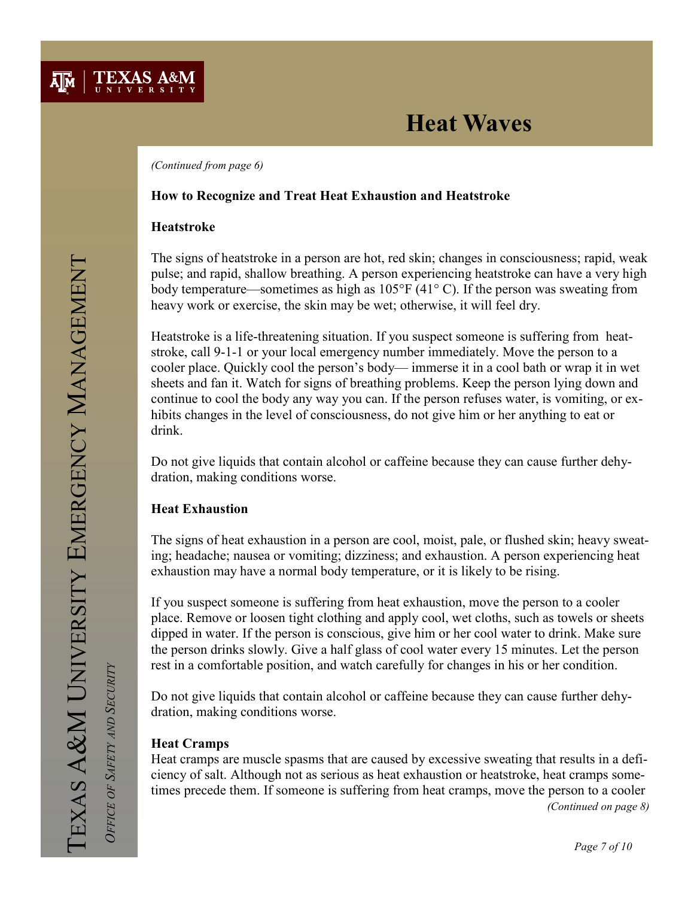# Heat Waves

*(Continued from page 6)*

**How to Recognize and Treat Heat Exhaustion and Heatstroke**

**Heatstroke**

The signs of heatstroke in a person are hot, red skin; changes in consciousness; rapid, weak pulse; and rapid, shallow breathing. A person experiencing heatstroke can have a very high body temperature—sometimes as high as 105°F (41° C). If the person was sweating from heavy work or exercise, the skin may be wet; otherwise, it will feel dry.

Heatstroke is a life-threatening situation. If you suspect someone is suffering from heatstroke, call 9-1-1 or your local emergency number immediately. Move the person to a cooler place. Quickly cool the person's body— immerse it in a cool bath or wrap it in wet sheets and fan it. Watch for signs of breathing problems. Keep the person lying down and continue to cool the body any way you can. If the person refuses water, is vomiting, or exhibits changes in the level of consciousness, do not give him or her anything to eat or drink.

Do not give liquids that contain alcohol or caffeine because they can cause further dehydration, making conditions worse.

**Heat Exhaustion**

The signs of heat exhaustion in a person are cool, moist, pale, or flushed skin; heavy sweating; headache; nausea or vomiting; dizziness; and exhaustion. A person experiencing heat exhaustion may have a normal body temperature, or it is likely to be rising.

If you suspect someone is suffering from heat exhaustion, move the person to a cooler place. Remove or loosen tight clothing and apply cool, wet cloths, such as towels or sheets dipped in water. If the person is conscious, give him or her cool water to drink. Make sure the person drinks slowly. Give a half glass of cool water every 15 minutes. Let the person rest in a comfortable position, and watch carefully for changes in his or her condition.

Do not give liquids that contain alcohol or caffeine because they can cause further dehydration, making conditions worse.

**Heat Cramps**

Heat cramps are muscle spasms that are caused by excessive sweating that results in a deficiency of salt. Although not as serious as heat exhaustion or heatstroke, heat cramps sometimes precede them. If someone is suffering from heat cramps, move the person to a cooler

*(Continued on page 8)*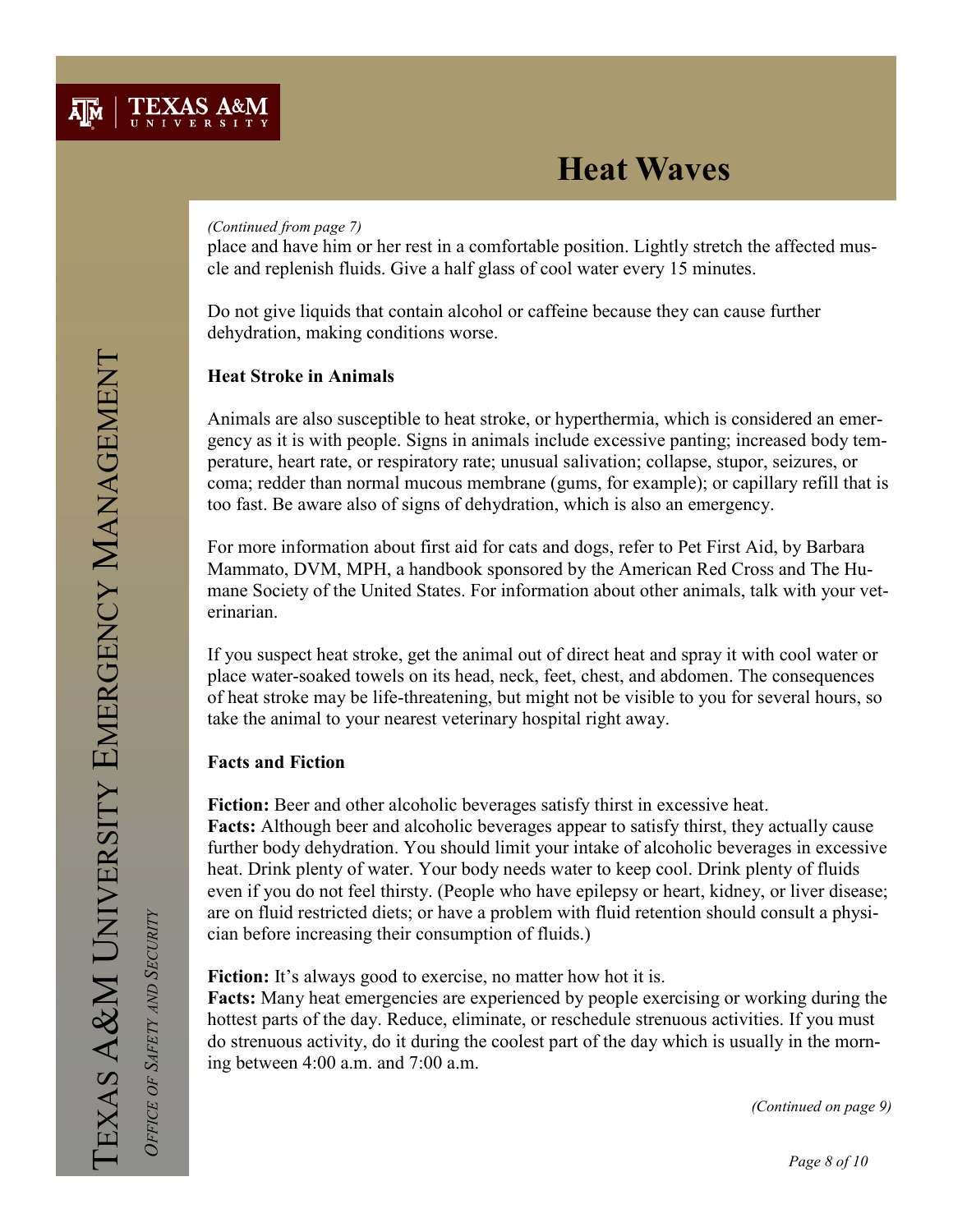# Heat Waves

*(Continued from page 7)*

place and have him or her rest in a comfortable position. Lightly stretch the affected muscle and replenish fluids. Give a half glass of cool water every 15 minutes.

Do not give liquids that contain alcohol or caffeine because they can cause further dehydration, making conditions worse.

**Heat Stroke in Animals**

Animals are also susceptible to heat stroke, or hyperthermia, which is considered an emergency as it is with people. Signs in animals include excessive panting; increased body temperature, heart rate, or respiratory rate; unusual salivation; collapse, stupor, seizures, or coma; redder than normal mucous membrane (gums, for example); or capillary refill that is too fast. Be aware also of signs of dehydration, which is also an emergency.

For more information about first aid for cats and dogs, refer to Pet First Aid, by Barbara Mammato, DVM, MPH, a handbook sponsored by the American Red Cross and The Humane Society of the United States. For information about other animals, talk with your veterinarian.

If you suspect heat stroke, get the animal out of direct heat and spray it with cool water or place water-soaked towels on its head, neck, feet, chest, and abdomen. The consequences of heat stroke may be life-threatening, but might not be visible to you for several hours, so take the animal to your nearest veterinary hospital right away.

**Facts and Fiction**

**Fiction:** Beer and other alcoholic beverages satisfy thirst in excessive heat.
**Facts:** Although beer and alcoholic beverages appear to satisfy thirst, they actually cause further body dehydration. You should limit your intake of alcoholic beverages in excessive heat. Drink plenty of water. Your body needs water to keep cool. Drink plenty of fluids even if you do not feel thirsty. (People who have epilepsy or heart, kidney, or liver disease; are on fluid restricted diets; or have a problem with fluid retention should consult a physician before increasing their consumption of fluids.)

**Fiction:** It's always good to exercise, no matter how hot it is.
**Facts:** Many heat emergencies are experienced by people exercising or working during the hottest parts of the day. Reduce, eliminate, or reschedule strenuous activities. If you must do strenuous activity, do it during the coolest part of the day which is usually in the morning between 4:00 a.m. and 7:00 a.m.

*(Continued on page 9)*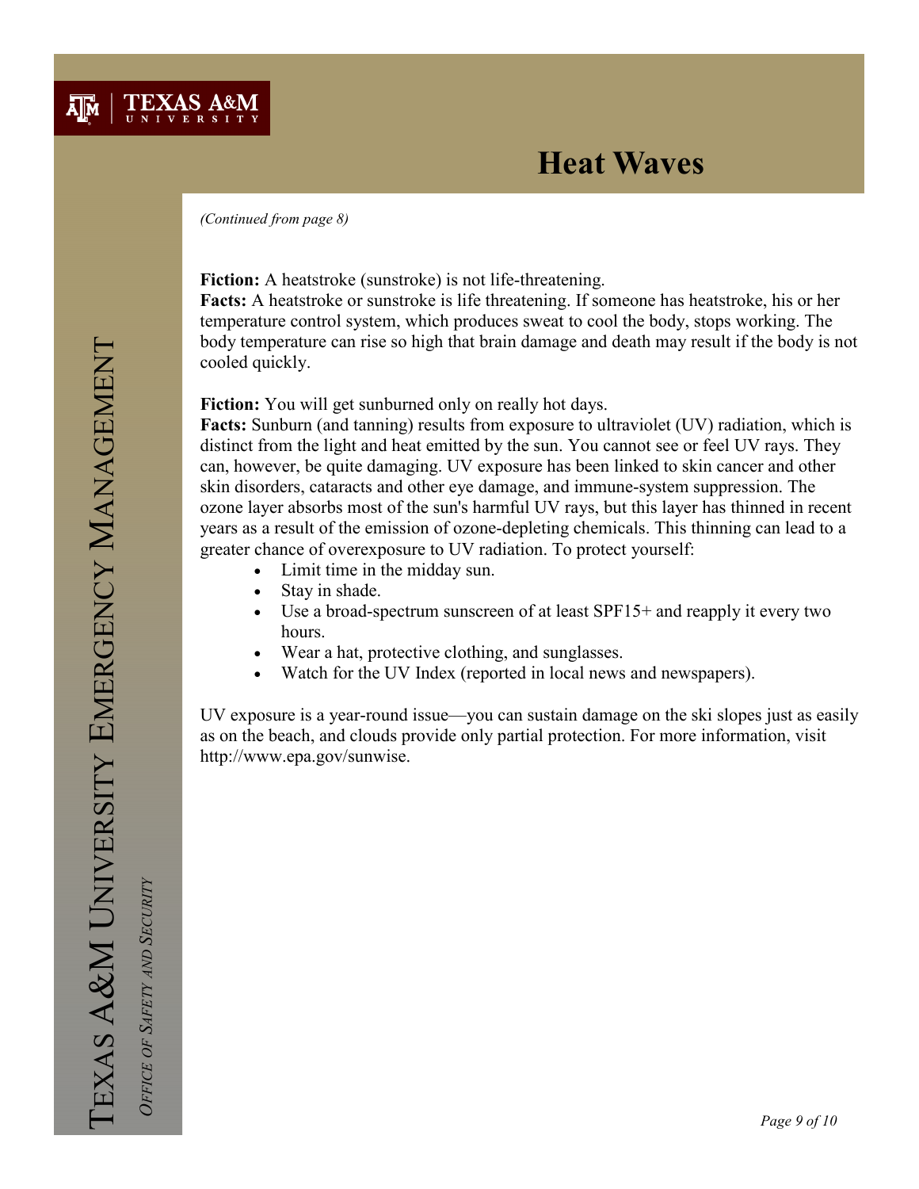# Heat Waves

*(Continued from page 8)*

**Fiction:** A heatstroke (sunstroke) is not life-threatening.
**Facts:** A heatstroke or sunstroke is life threatening. If someone has heatstroke, his or her temperature control system, which produces sweat to cool the body, stops working. The body temperature can rise so high that brain damage and death may result if the body is not cooled quickly.

**Fiction:** You will get sunburned only on really hot days.
**Facts:** Sunburn (and tanning) results from exposure to ultraviolet (UV) radiation, which is distinct from the light and heat emitted by the sun. You cannot see or feel UV rays. They can, however, be quite damaging. UV exposure has been linked to skin cancer and other skin disorders, cataracts and other eye damage, and immune-system suppression. The ozone layer absorbs most of the sun's harmful UV rays, but this layer has thinned in recent years as a result of the emission of ozone-depleting chemicals. This thinning can lead to a greater chance of overexposure to UV radiation. To protect yourself:

- Limit time in the midday sun.
- Stay in shade.
- Use a broad-spectrum sunscreen of at least SPF15+ and reapply it every two hours.
- Wear a hat, protective clothing, and sunglasses.
- Watch for the UV Index (reported in local news and newspapers).

UV exposure is a year-round issue—you can sustain damage on the ski slopes just as easily as on the beach, and clouds provide only partial protection. For more information, visit http://www.epa.gov/sunwise.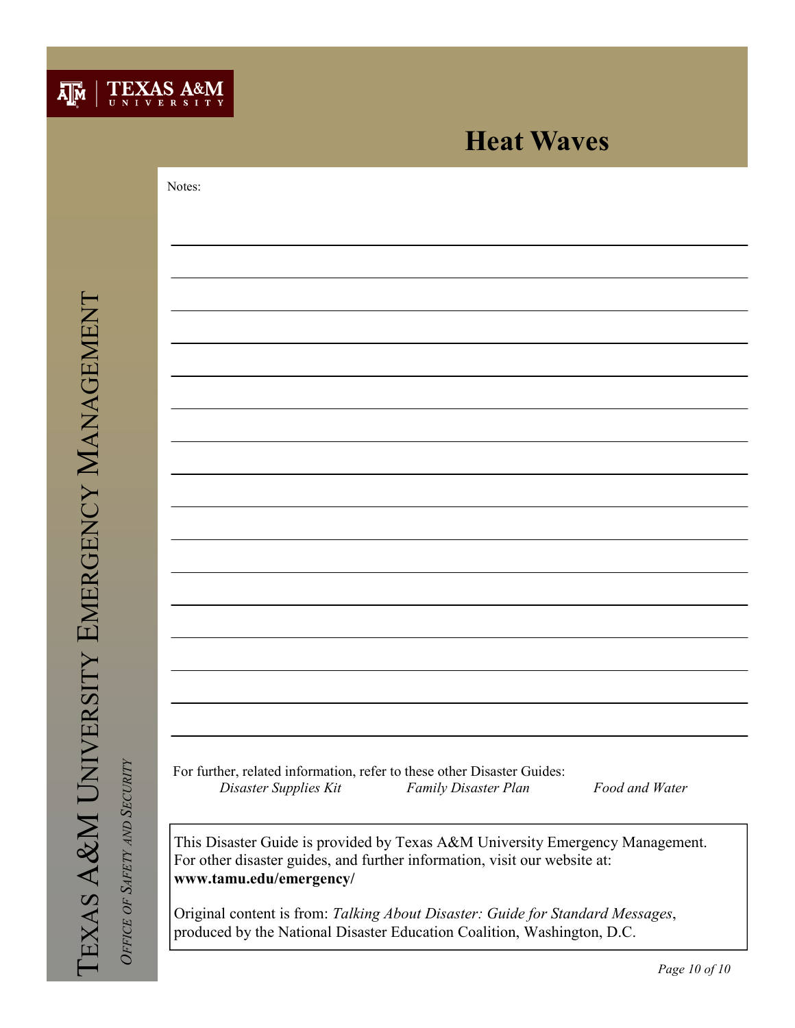# Heat Waves

Notes:

For further, related information, refer to these other Disaster Guides:

*Disaster Supplies Kit* *Family Disaster Plan* *Food and Water*

This Disaster Guide is provided by Texas A&M University Emergency Management. For other disaster guides, and further information, visit our website at: **www.tamu.edu/emergency/**

Original content is from: *Talking About Disaster: Guide for Standard Messages*, produced by the National Disaster Education Coalition, Washington, D.C.